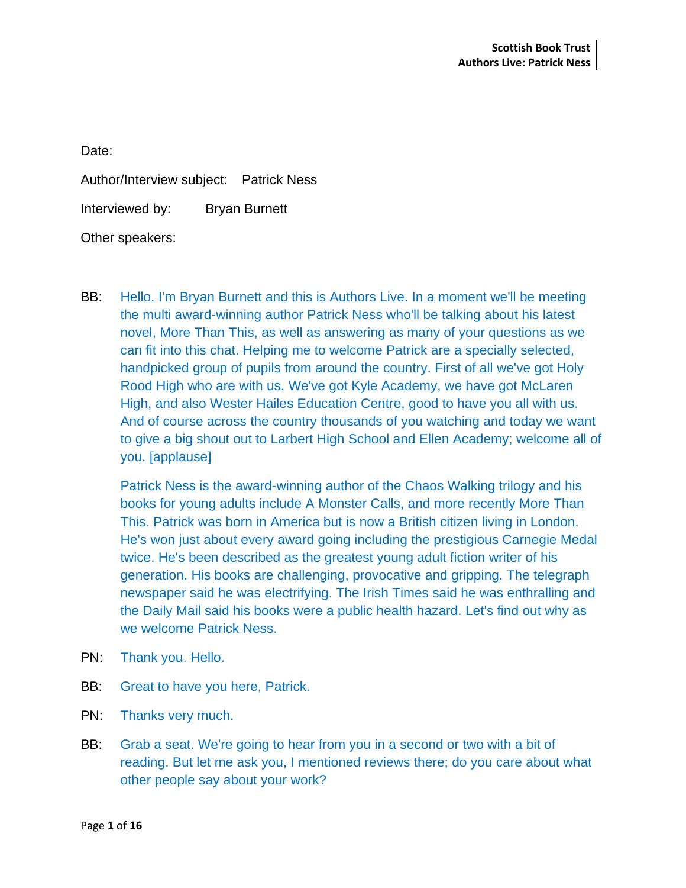Date:

Author/Interview subject: Patrick Ness

Interviewed by: Bryan Burnett

Other speakers:

BB: Hello, I'm Bryan Burnett and this is Authors Live. In a moment we'll be meeting the multi award-winning author Patrick Ness who'll be talking about his latest novel, More Than This, as well as answering as many of your questions as we can fit into this chat. Helping me to welcome Patrick are a specially selected, handpicked group of pupils from around the country. First of all we've got Holy Rood High who are with us. We've got Kyle Academy, we have got McLaren High, and also Wester Hailes Education Centre, good to have you all with us. And of course across the country thousands of you watching and today we want to give a big shout out to Larbert High School and Ellen Academy; welcome all of you. [applause]

Patrick Ness is the award-winning author of the Chaos Walking trilogy and his books for young adults include A Monster Calls, and more recently More Than This. Patrick was born in America but is now a British citizen living in London. He's won just about every award going including the prestigious Carnegie Medal twice. He's been described as the greatest young adult fiction writer of his generation. His books are challenging, provocative and gripping. The telegraph newspaper said he was electrifying. The Irish Times said he was enthralling and the Daily Mail said his books were a public health hazard. Let's find out why as we welcome Patrick Ness.

PN: Thank you. Hello.

BB: Great to have you here, Patrick.

PN: Thanks very much.

BB: Grab a seat. We're going to hear from you in a second or two with a bit of reading. But let me ask you, I mentioned reviews there; do you care about what other people say about your work?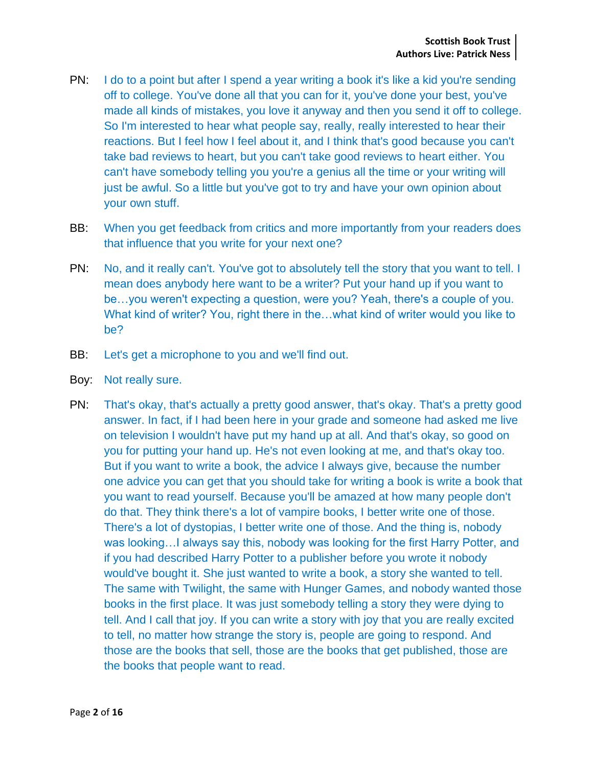PN: I do to a point but after I spend a year writing a book it's like a kid you're sending off to college. You've done all that you can for it, you've done your best, you've made all kinds of mistakes, you love it anyway and then you send it off to college. So I'm interested to hear what people say, really, really interested to hear their reactions. But I feel how I feel about it, and I think that's good because you can't take bad reviews to heart, but you can't take good reviews to heart either. You can't have somebody telling you you're a genius all the time or your writing will just be awful. So a little but you've got to try and have your own opinion about your own stuff.

BB: When you get feedback from critics and more importantly from your readers does that influence that you write for your next one?

PN: No, and it really can't. You've got to absolutely tell the story that you want to tell. I mean does anybody here want to be a writer? Put your hand up if you want to be…you weren't expecting a question, were you? Yeah, there's a couple of you. What kind of writer? You, right there in the…what kind of writer would you like to be?

BB: Let's get a microphone to you and we'll find out.

Boy: Not really sure.

PN: That's okay, that's actually a pretty good answer, that's okay. That's a pretty good answer. In fact, if I had been here in your grade and someone had asked me live on television I wouldn't have put my hand up at all. And that's okay, so good on you for putting your hand up. He's not even looking at me, and that's okay too. But if you want to write a book, the advice I always give, because the number one advice you can get that you should take for writing a book is write a book that you want to read yourself. Because you'll be amazed at how many people don't do that. They think there's a lot of vampire books, I better write one of those. There's a lot of dystopias, I better write one of those. And the thing is, nobody was looking…I always say this, nobody was looking for the first Harry Potter, and if you had described Harry Potter to a publisher before you wrote it nobody would've bought it. She just wanted to write a book, a story she wanted to tell. The same with Twilight, the same with Hunger Games, and nobody wanted those books in the first place. It was just somebody telling a story they were dying to tell. And I call that joy. If you can write a story with joy that you are really excited to tell, no matter how strange the story is, people are going to respond. And those are the books that sell, those are the books that get published, those are the books that people want to read.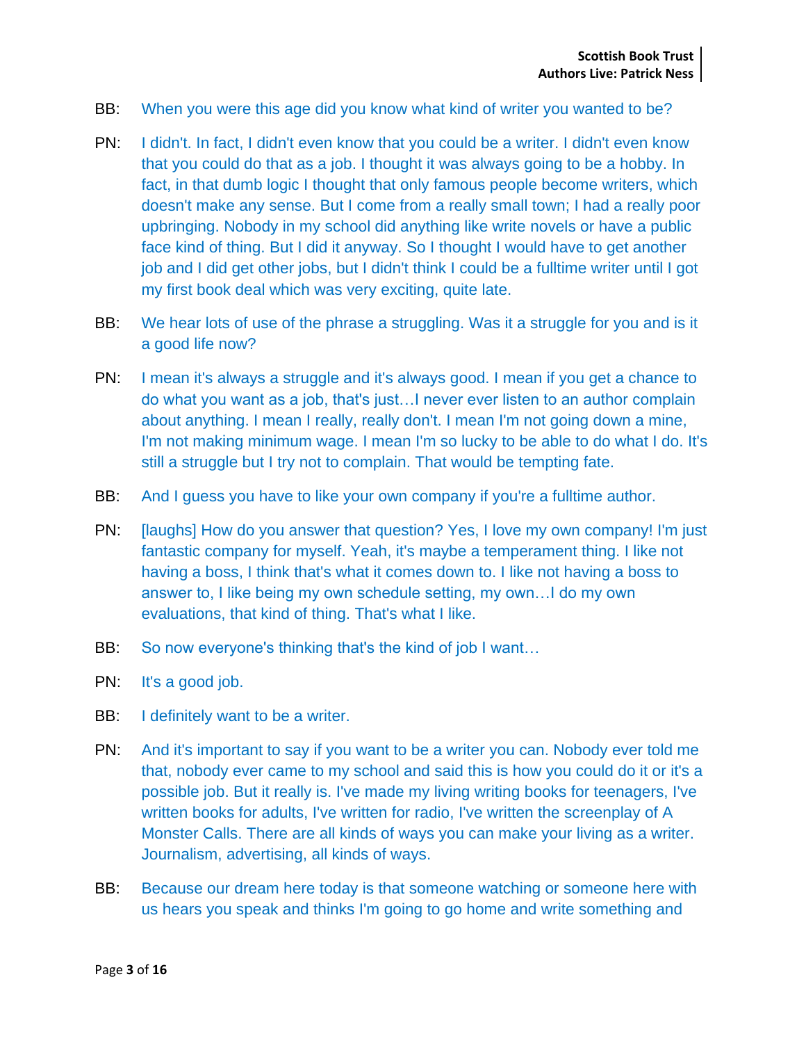BB: When you were this age did you know what kind of writer you wanted to be?

PN: I didn't. In fact, I didn't even know that you could be a writer. I didn't even know that you could do that as a job. I thought it was always going to be a hobby. In fact, in that dumb logic I thought that only famous people become writers, which doesn't make any sense. But I come from a really small town; I had a really poor upbringing. Nobody in my school did anything like write novels or have a public face kind of thing. But I did it anyway. So I thought I would have to get another job and I did get other jobs, but I didn't think I could be a fulltime writer until I got my first book deal which was very exciting, quite late.

BB: We hear lots of use of the phrase a struggling. Was it a struggle for you and is it a good life now?

PN: I mean it's always a struggle and it's always good. I mean if you get a chance to do what you want as a job, that's just…I never ever listen to an author complain about anything. I mean I really, really don't. I mean I'm not going down a mine, I'm not making minimum wage. I mean I'm so lucky to be able to do what I do. It's still a struggle but I try not to complain. That would be tempting fate.

BB: And I guess you have to like your own company if you're a fulltime author.

PN: [laughs] How do you answer that question? Yes, I love my own company! I'm just fantastic company for myself. Yeah, it's maybe a temperament thing. I like not having a boss, I think that's what it comes down to. I like not having a boss to answer to, I like being my own schedule setting, my own…I do my own evaluations, that kind of thing. That's what I like.

BB: So now everyone's thinking that's the kind of job I want…

PN: It's a good job.

BB: I definitely want to be a writer.

PN: And it's important to say if you want to be a writer you can. Nobody ever told me that, nobody ever came to my school and said this is how you could do it or it's a possible job. But it really is. I've made my living writing books for teenagers, I've written books for adults, I've written for radio, I've written the screenplay of A Monster Calls. There are all kinds of ways you can make your living as a writer. Journalism, advertising, all kinds of ways.

BB: Because our dream here today is that someone watching or someone here with us hears you speak and thinks I'm going to go home and write something and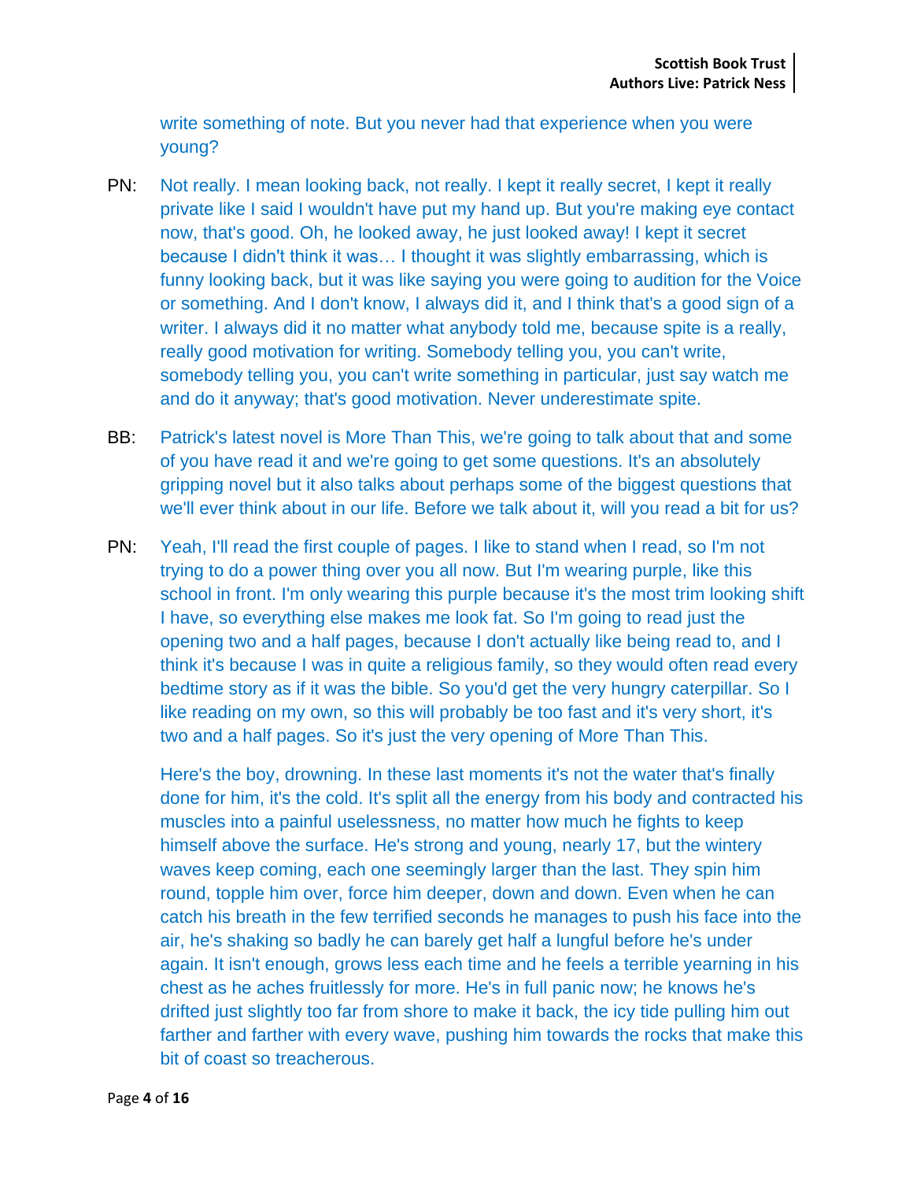write something of note. But you never had that experience when you were young?

PN: Not really. I mean looking back, not really. I kept it really secret, I kept it really private like I said I wouldn't have put my hand up. But you're making eye contact now, that's good. Oh, he looked away, he just looked away! I kept it secret because I didn't think it was… I thought it was slightly embarrassing, which is funny looking back, but it was like saying you were going to audition for the Voice or something. And I don't know, I always did it, and I think that's a good sign of a writer. I always did it no matter what anybody told me, because spite is a really, really good motivation for writing. Somebody telling you, you can't write, somebody telling you, you can't write something in particular, just say watch me and do it anyway; that's good motivation. Never underestimate spite.

BB: Patrick's latest novel is More Than This, we're going to talk about that and some of you have read it and we're going to get some questions. It's an absolutely gripping novel but it also talks about perhaps some of the biggest questions that we'll ever think about in our life. Before we talk about it, will you read a bit for us?

PN: Yeah, I'll read the first couple of pages. I like to stand when I read, so I'm not trying to do a power thing over you all now. But I'm wearing purple, like this school in front. I'm only wearing this purple because it's the most trim looking shift I have, so everything else makes me look fat. So I'm going to read just the opening two and a half pages, because I don't actually like being read to, and I think it's because I was in quite a religious family, so they would often read every bedtime story as if it was the bible. So you'd get the very hungry caterpillar. So I like reading on my own, so this will probably be too fast and it's very short, it's two and a half pages. So it's just the very opening of More Than This.

Here's the boy, drowning. In these last moments it's not the water that's finally done for him, it's the cold. It's split all the energy from his body and contracted his muscles into a painful uselessness, no matter how much he fights to keep himself above the surface. He's strong and young, nearly 17, but the wintery waves keep coming, each one seemingly larger than the last. They spin him round, topple him over, force him deeper, down and down. Even when he can catch his breath in the few terrified seconds he manages to push his face into the air, he's shaking so badly he can barely get half a lungful before he's under again. It isn't enough, grows less each time and he feels a terrible yearning in his chest as he aches fruitlessly for more. He's in full panic now; he knows he's drifted just slightly too far from shore to make it back, the icy tide pulling him out farther and farther with every wave, pushing him towards the rocks that make this bit of coast so treacherous.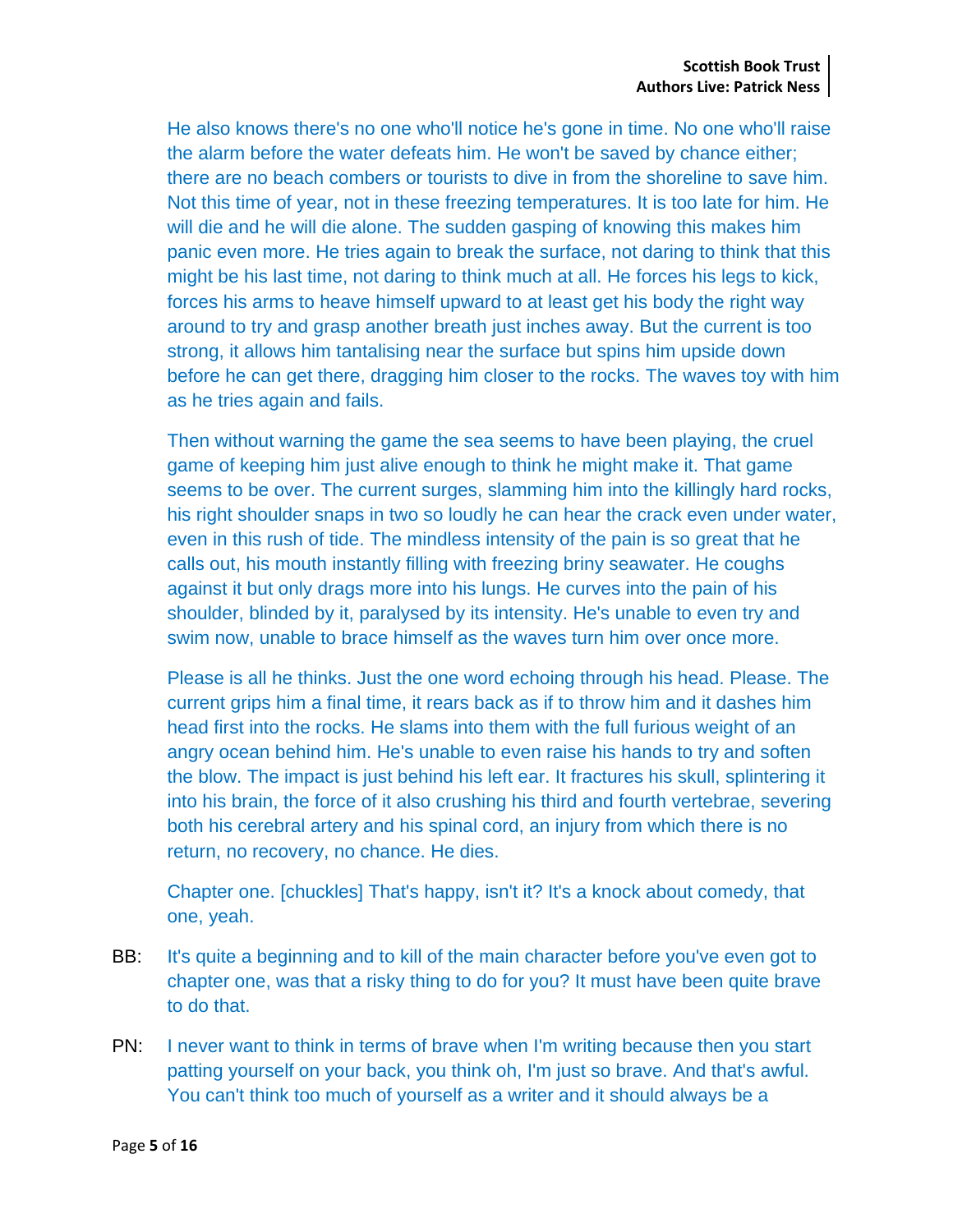He also knows there's no one who'll notice he's gone in time. No one who'll raise the alarm before the water defeats him. He won't be saved by chance either; there are no beach combers or tourists to dive in from the shoreline to save him. Not this time of year, not in these freezing temperatures. It is too late for him. He will die and he will die alone. The sudden gasping of knowing this makes him panic even more. He tries again to break the surface, not daring to think that this might be his last time, not daring to think much at all. He forces his legs to kick, forces his arms to heave himself upward to at least get his body the right way around to try and grasp another breath just inches away. But the current is too strong, it allows him tantalising near the surface but spins him upside down before he can get there, dragging him closer to the rocks. The waves toy with him as he tries again and fails.

Then without warning the game the sea seems to have been playing, the cruel game of keeping him just alive enough to think he might make it. That game seems to be over. The current surges, slamming him into the killingly hard rocks, his right shoulder snaps in two so loudly he can hear the crack even under water, even in this rush of tide. The mindless intensity of the pain is so great that he calls out, his mouth instantly filling with freezing briny seawater. He coughs against it but only drags more into his lungs. He curves into the pain of his shoulder, blinded by it, paralysed by its intensity. He's unable to even try and swim now, unable to brace himself as the waves turn him over once more.

Please is all he thinks. Just the one word echoing through his head. Please. The current grips him a final time, it rears back as if to throw him and it dashes him head first into the rocks. He slams into them with the full furious weight of an angry ocean behind him. He's unable to even raise his hands to try and soften the blow. The impact is just behind his left ear. It fractures his skull, splintering it into his brain, the force of it also crushing his third and fourth vertebrae, severing both his cerebral artery and his spinal cord, an injury from which there is no return, no recovery, no chance. He dies.

Chapter one. [chuckles] That's happy, isn't it? It's a knock about comedy, that one, yeah.

BB: It's quite a beginning and to kill of the main character before you've even got to chapter one, was that a risky thing to do for you? It must have been quite brave to do that.

PN: I never want to think in terms of brave when I'm writing because then you start patting yourself on your back, you think oh, I'm just so brave. And that's awful. You can't think too much of yourself as a writer and it should always be a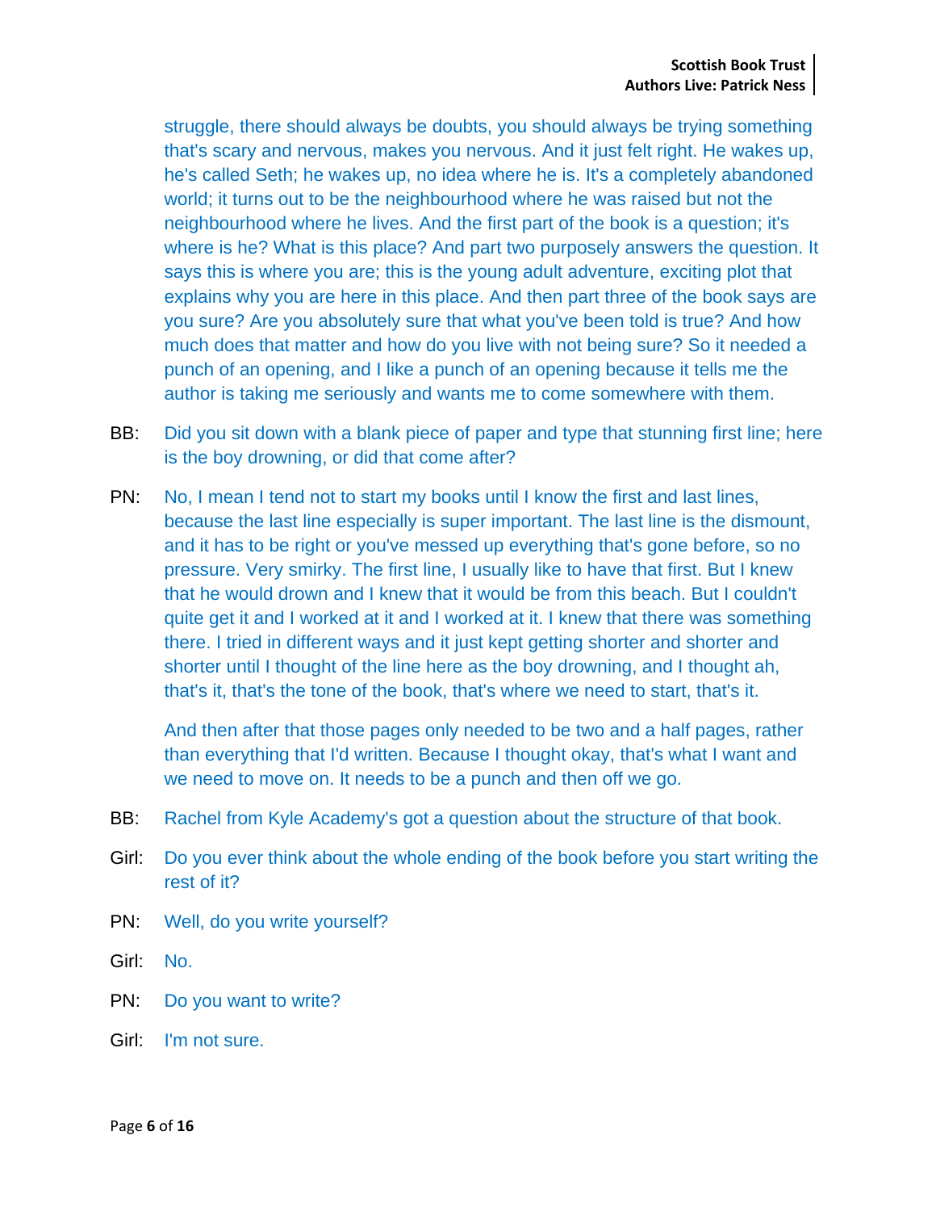struggle, there should always be doubts, you should always be trying something that's scary and nervous, makes you nervous. And it just felt right. He wakes up, he's called Seth; he wakes up, no idea where he is. It's a completely abandoned world; it turns out to be the neighbourhood where he was raised but not the neighbourhood where he lives. And the first part of the book is a question; it's where is he? What is this place? And part two purposely answers the question. It says this is where you are; this is the young adult adventure, exciting plot that explains why you are here in this place. And then part three of the book says are you sure? Are you absolutely sure that what you've been told is true? And how much does that matter and how do you live with not being sure? So it needed a punch of an opening, and I like a punch of an opening because it tells me the author is taking me seriously and wants me to come somewhere with them.

BB: Did you sit down with a blank piece of paper and type that stunning first line; here is the boy drowning, or did that come after?

PN: No, I mean I tend not to start my books until I know the first and last lines, because the last line especially is super important. The last line is the dismount, and it has to be right or you've messed up everything that's gone before, so no pressure. Very smirky. The first line, I usually like to have that first. But I knew that he would drown and I knew that it would be from this beach. But I couldn't quite get it and I worked at it and I worked at it. I knew that there was something there. I tried in different ways and it just kept getting shorter and shorter and shorter until I thought of the line here as the boy drowning, and I thought ah, that's it, that's the tone of the book, that's where we need to start, that's it.

And then after that those pages only needed to be two and a half pages, rather than everything that I'd written. Because I thought okay, that's what I want and we need to move on. It needs to be a punch and then off we go.

BB: Rachel from Kyle Academy's got a question about the structure of that book.

Girl: Do you ever think about the whole ending of the book before you start writing the rest of it?

PN: Well, do you write yourself?

Girl: No.

PN: Do you want to write?

Girl: I'm not sure.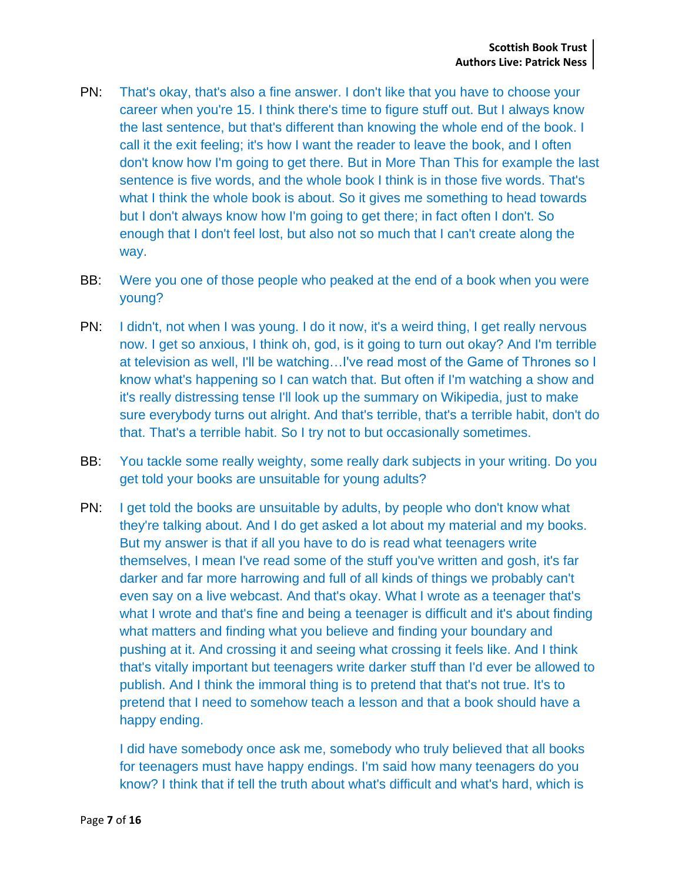PN: That's okay, that's also a fine answer. I don't like that you have to choose your career when you're 15. I think there's time to figure stuff out. But I always know the last sentence, but that's different than knowing the whole end of the book. I call it the exit feeling; it's how I want the reader to leave the book, and I often don't know how I'm going to get there. But in More Than This for example the last sentence is five words, and the whole book I think is in those five words. That's what I think the whole book is about. So it gives me something to head towards but I don't always know how I'm going to get there; in fact often I don't. So enough that I don't feel lost, but also not so much that I can't create along the way.

BB: Were you one of those people who peaked at the end of a book when you were young?

PN: I didn't, not when I was young. I do it now, it's a weird thing, I get really nervous now. I get so anxious, I think oh, god, is it going to turn out okay? And I'm terrible at television as well, I'll be watching…I've read most of the Game of Thrones so I know what's happening so I can watch that. But often if I'm watching a show and it's really distressing tense I'll look up the summary on Wikipedia, just to make sure everybody turns out alright. And that's terrible, that's a terrible habit, don't do that. That's a terrible habit. So I try not to but occasionally sometimes.

BB: You tackle some really weighty, some really dark subjects in your writing. Do you get told your books are unsuitable for young adults?

PN: I get told the books are unsuitable by adults, by people who don't know what they're talking about. And I do get asked a lot about my material and my books. But my answer is that if all you have to do is read what teenagers write themselves, I mean I've read some of the stuff you've written and gosh, it's far darker and far more harrowing and full of all kinds of things we probably can't even say on a live webcast. And that's okay. What I wrote as a teenager that's what I wrote and that's fine and being a teenager is difficult and it's about finding what matters and finding what you believe and finding your boundary and pushing at it. And crossing it and seeing what crossing it feels like. And I think that's vitally important but teenagers write darker stuff than I'd ever be allowed to publish. And I think the immoral thing is to pretend that that's not true. It's to pretend that I need to somehow teach a lesson and that a book should have a happy ending.

I did have somebody once ask me, somebody who truly believed that all books for teenagers must have happy endings. I'm said how many teenagers do you know? I think that if tell the truth about what's difficult and what's hard, which is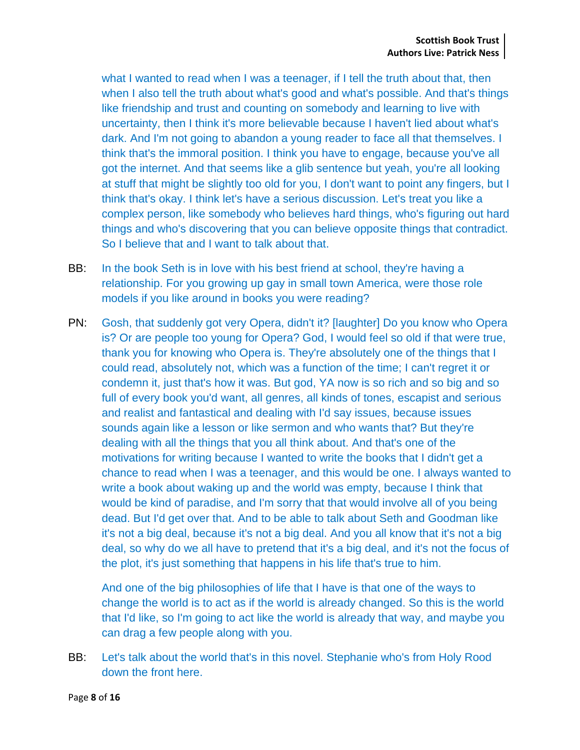what I wanted to read when I was a teenager, if I tell the truth about that, then when I also tell the truth about what's good and what's possible. And that's things like friendship and trust and counting on somebody and learning to live with uncertainty, then I think it's more believable because I haven't lied about what's dark. And I'm not going to abandon a young reader to face all that themselves. I think that's the immoral position. I think you have to engage, because you've all got the internet. And that seems like a glib sentence but yeah, you're all looking at stuff that might be slightly too old for you, I don't want to point any fingers, but I think that's okay. I think let's have a serious discussion. Let's treat you like a complex person, like somebody who believes hard things, who's figuring out hard things and who's discovering that you can believe opposite things that contradict. So I believe that and I want to talk about that.

BB: In the book Seth is in love with his best friend at school, they're having a relationship. For you growing up gay in small town America, were those role models if you like around in books you were reading?

PN: Gosh, that suddenly got very Opera, didn't it? [laughter] Do you know who Opera is? Or are people too young for Opera? God, I would feel so old if that were true, thank you for knowing who Opera is. They're absolutely one of the things that I could read, absolutely not, which was a function of the time; I can't regret it or condemn it, just that's how it was. But god, YA now is so rich and so big and so full of every book you'd want, all genres, all kinds of tones, escapist and serious and realist and fantastical and dealing with I'd say issues, because issues sounds again like a lesson or like sermon and who wants that? But they're dealing with all the things that you all think about. And that's one of the motivations for writing because I wanted to write the books that I didn't get a chance to read when I was a teenager, and this would be one. I always wanted to write a book about waking up and the world was empty, because I think that would be kind of paradise, and I'm sorry that that would involve all of you being dead. But I'd get over that. And to be able to talk about Seth and Goodman like it's not a big deal, because it's not a big deal. And you all know that it's not a big deal, so why do we all have to pretend that it's a big deal, and it's not the focus of the plot, it's just something that happens in his life that's true to him.

And one of the big philosophies of life that I have is that one of the ways to change the world is to act as if the world is already changed. So this is the world that I'd like, so I'm going to act like the world is already that way, and maybe you can drag a few people along with you.

BB: Let's talk about the world that's in this novel. Stephanie who's from Holy Rood down the front here.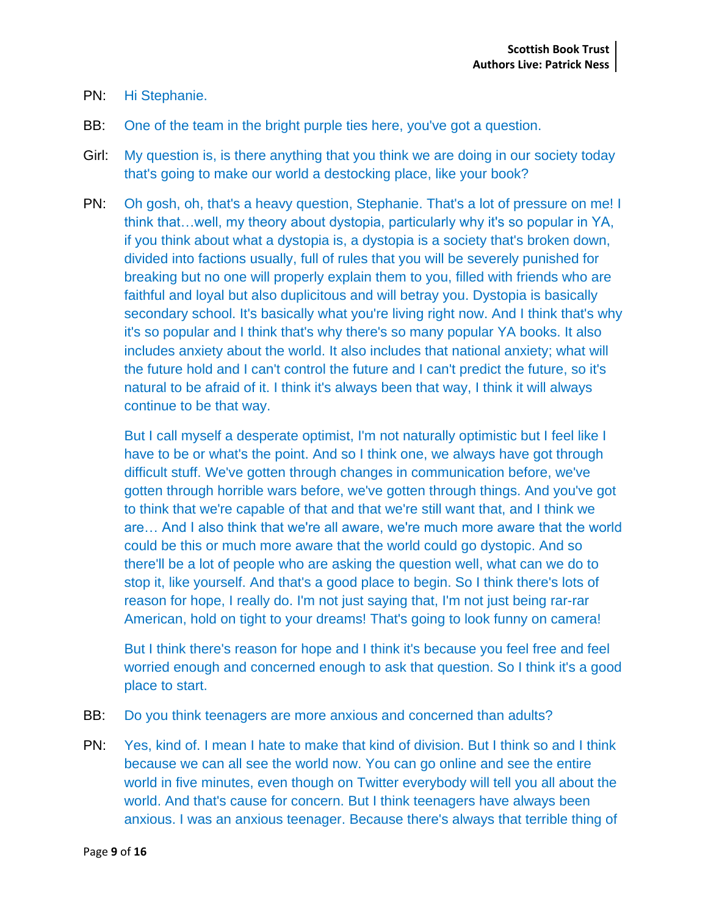PN: Hi Stephanie.

BB: One of the team in the bright purple ties here, you've got a question.

Girl: My question is, is there anything that you think we are doing in our society today that's going to make our world a destocking place, like your book?

PN: Oh gosh, oh, that's a heavy question, Stephanie. That's a lot of pressure on me! I think that…well, my theory about dystopia, particularly why it's so popular in YA, if you think about what a dystopia is, a dystopia is a society that's broken down, divided into factions usually, full of rules that you will be severely punished for breaking but no one will properly explain them to you, filled with friends who are faithful and loyal but also duplicitous and will betray you. Dystopia is basically secondary school. It's basically what you're living right now. And I think that's why it's so popular and I think that's why there's so many popular YA books. It also includes anxiety about the world. It also includes that national anxiety; what will the future hold and I can't control the future and I can't predict the future, so it's natural to be afraid of it. I think it's always been that way, I think it will always continue to be that way.

But I call myself a desperate optimist, I'm not naturally optimistic but I feel like I have to be or what's the point. And so I think one, we always have got through difficult stuff. We've gotten through changes in communication before, we've gotten through horrible wars before, we've gotten through things. And you've got to think that we're capable of that and that we're still want that, and I think we are… And I also think that we're all aware, we're much more aware that the world could be this or much more aware that the world could go dystopic. And so there'll be a lot of people who are asking the question well, what can we do to stop it, like yourself. And that's a good place to begin. So I think there's lots of reason for hope, I really do. I'm not just saying that, I'm not just being rar-rar American, hold on tight to your dreams! That's going to look funny on camera!

But I think there's reason for hope and I think it's because you feel free and feel worried enough and concerned enough to ask that question. So I think it's a good place to start.

BB: Do you think teenagers are more anxious and concerned than adults?

PN: Yes, kind of. I mean I hate to make that kind of division. But I think so and I think because we can all see the world now. You can go online and see the entire world in five minutes, even though on Twitter everybody will tell you all about the world. And that's cause for concern. But I think teenagers have always been anxious. I was an anxious teenager. Because there's always that terrible thing of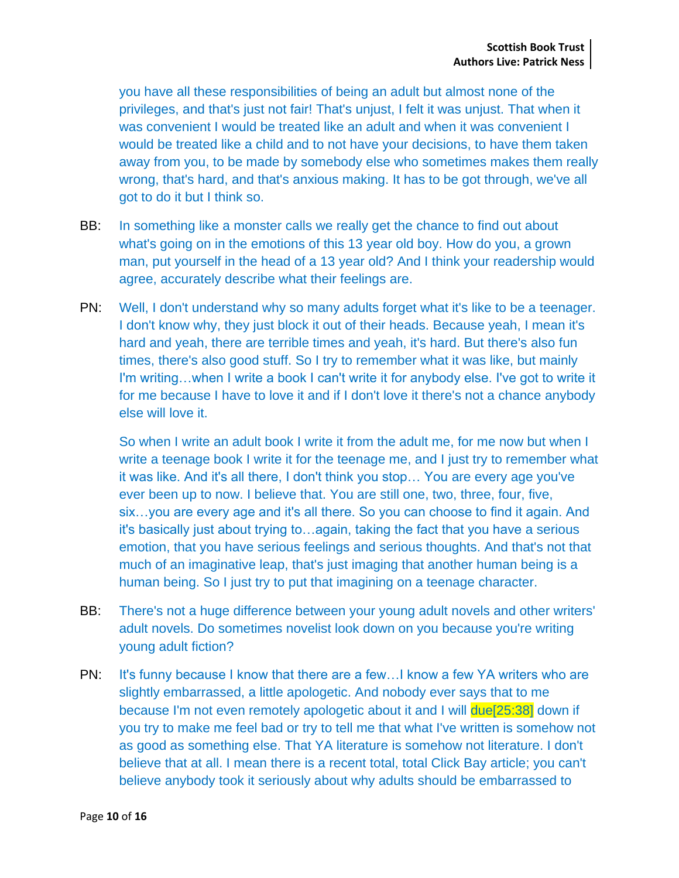you have all these responsibilities of being an adult but almost none of the privileges, and that's just not fair! That's unjust, I felt it was unjust. That when it was convenient I would be treated like an adult and when it was convenient I would be treated like a child and to not have your decisions, to have them taken away from you, to be made by somebody else who sometimes makes them really wrong, that's hard, and that's anxious making. It has to be got through, we've all got to do it but I think so.

BB: In something like a monster calls we really get the chance to find out about what's going on in the emotions of this 13 year old boy. How do you, a grown man, put yourself in the head of a 13 year old? And I think your readership would agree, accurately describe what their feelings are.

PN: Well, I don't understand why so many adults forget what it's like to be a teenager. I don't know why, they just block it out of their heads. Because yeah, I mean it's hard and yeah, there are terrible times and yeah, it's hard. But there's also fun times, there's also good stuff. So I try to remember what it was like, but mainly I'm writing…when I write a book I can't write it for anybody else. I've got to write it for me because I have to love it and if I don't love it there's not a chance anybody else will love it.

So when I write an adult book I write it from the adult me, for me now but when I write a teenage book I write it for the teenage me, and I just try to remember what it was like. And it's all there, I don't think you stop… You are every age you've ever been up to now. I believe that. You are still one, two, three, four, five, six…you are every age and it's all there. So you can choose to find it again. And it's basically just about trying to…again, taking the fact that you have a serious emotion, that you have serious feelings and serious thoughts. And that's not that much of an imaginative leap, that's just imaging that another human being is a human being. So I just try to put that imagining on a teenage character.

BB: There's not a huge difference between your young adult novels and other writers' adult novels. Do sometimes novelist look down on you because you're writing young adult fiction?

PN: It's funny because I know that there are a few…I know a few YA writers who are slightly embarrassed, a little apologetic. And nobody ever says that to me because I'm not even remotely apologetic about it and I will due[25:38] down if you try to make me feel bad or try to tell me that what I've written is somehow not as good as something else. That YA literature is somehow not literature. I don't believe that at all. I mean there is a recent total, total Click Bay article; you can't believe anybody took it seriously about why adults should be embarrassed to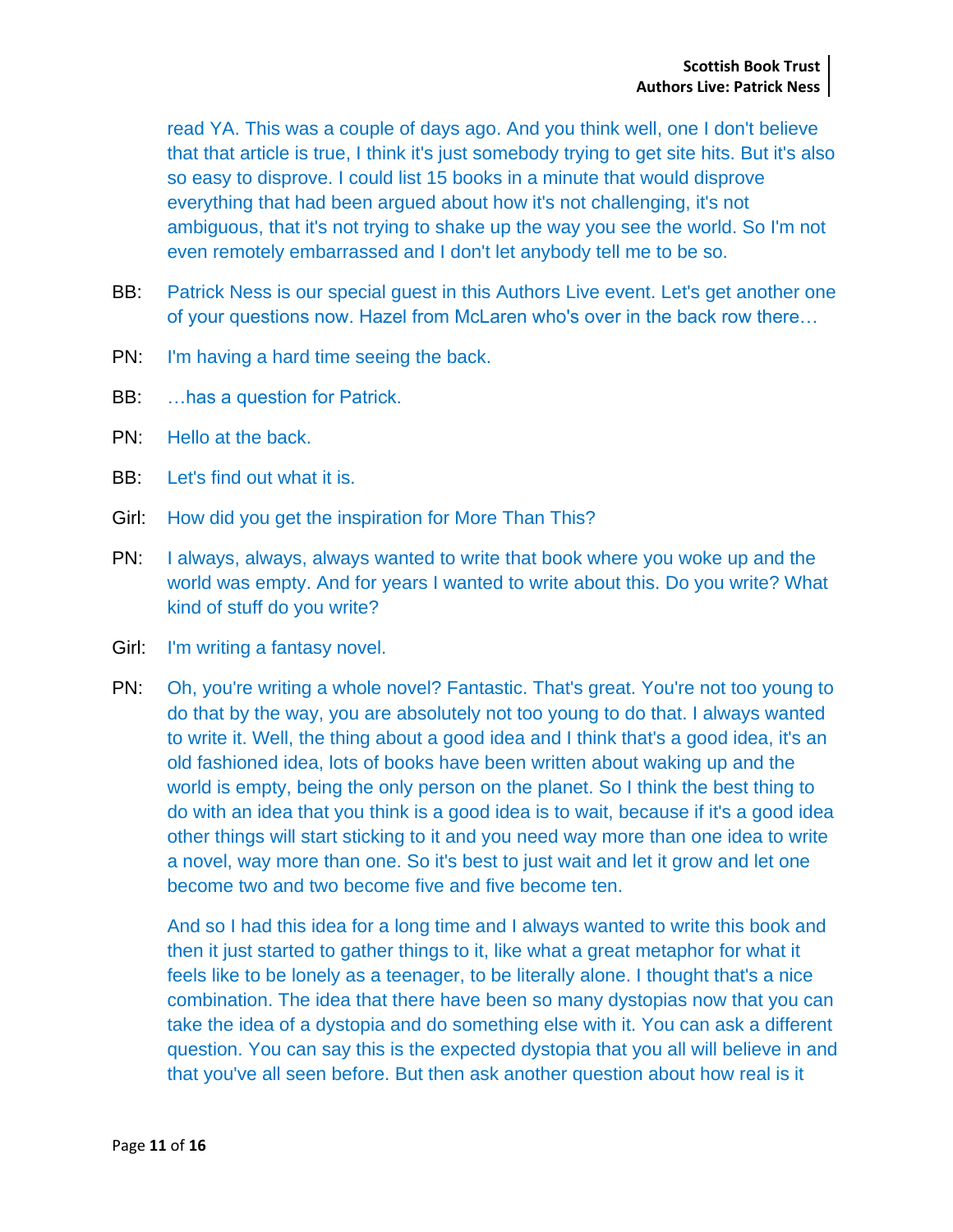read YA. This was a couple of days ago. And you think well, one I don't believe that that article is true, I think it's just somebody trying to get site hits. But it's also so easy to disprove. I could list 15 books in a minute that would disprove everything that had been argued about how it's not challenging, it's not ambiguous, that it's not trying to shake up the way you see the world. So I'm not even remotely embarrassed and I don't let anybody tell me to be so.

BB: Patrick Ness is our special guest in this Authors Live event. Let's get another one of your questions now. Hazel from McLaren who's over in the back row there…

PN: I'm having a hard time seeing the back.

BB: …has a question for Patrick.

PN: Hello at the back.

BB: Let's find out what it is.

Girl: How did you get the inspiration for More Than This?

PN: I always, always, always wanted to write that book where you woke up and the world was empty. And for years I wanted to write about this. Do you write? What kind of stuff do you write?

Girl: I'm writing a fantasy novel.

PN: Oh, you're writing a whole novel? Fantastic. That's great. You're not too young to do that by the way, you are absolutely not too young to do that. I always wanted to write it. Well, the thing about a good idea and I think that's a good idea, it's an old fashioned idea, lots of books have been written about waking up and the world is empty, being the only person on the planet. So I think the best thing to do with an idea that you think is a good idea is to wait, because if it's a good idea other things will start sticking to it and you need way more than one idea to write a novel, way more than one. So it's best to just wait and let it grow and let one become two and two become five and five become ten.

And so I had this idea for a long time and I always wanted to write this book and then it just started to gather things to it, like what a great metaphor for what it feels like to be lonely as a teenager, to be literally alone. I thought that's a nice combination. The idea that there have been so many dystopias now that you can take the idea of a dystopia and do something else with it. You can ask a different question. You can say this is the expected dystopia that you all will believe in and that you've all seen before. But then ask another question about how real is it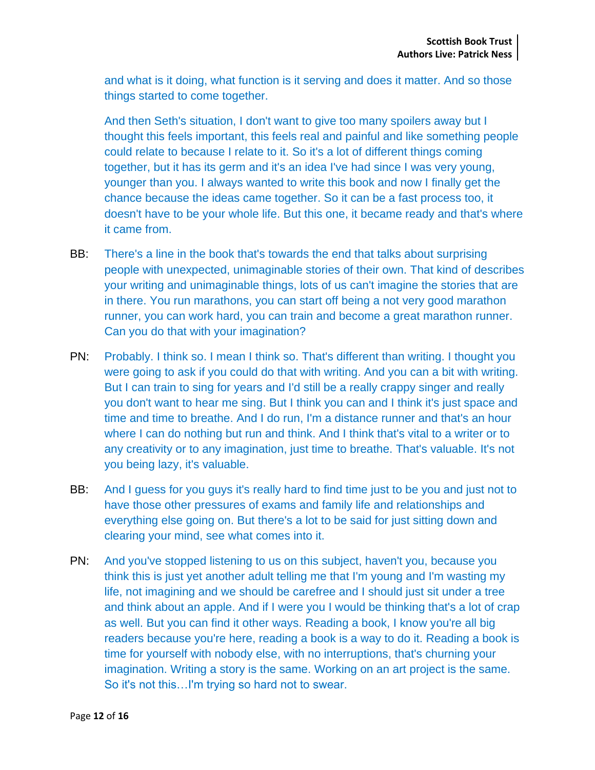and what is it doing, what function is it serving and does it matter. And so those things started to come together.

And then Seth's situation, I don't want to give too many spoilers away but I thought this feels important, this feels real and painful and like something people could relate to because I relate to it. So it's a lot of different things coming together, but it has its germ and it's an idea I've had since I was very young, younger than you. I always wanted to write this book and now I finally get the chance because the ideas came together. So it can be a fast process too, it doesn't have to be your whole life. But this one, it became ready and that's where it came from.

BB: There's a line in the book that's towards the end that talks about surprising people with unexpected, unimaginable stories of their own. That kind of describes your writing and unimaginable things, lots of us can't imagine the stories that are in there. You run marathons, you can start off being a not very good marathon runner, you can work hard, you can train and become a great marathon runner. Can you do that with your imagination?

PN: Probably. I think so. I mean I think so. That's different than writing. I thought you were going to ask if you could do that with writing. And you can a bit with writing. But I can train to sing for years and I'd still be a really crappy singer and really you don't want to hear me sing. But I think you can and I think it's just space and time and time to breathe. And I do run, I'm a distance runner and that's an hour where I can do nothing but run and think. And I think that's vital to a writer or to any creativity or to any imagination, just time to breathe. That's valuable. It's not you being lazy, it's valuable.

BB: And I guess for you guys it's really hard to find time just to be you and just not to have those other pressures of exams and family life and relationships and everything else going on. But there's a lot to be said for just sitting down and clearing your mind, see what comes into it.

PN: And you've stopped listening to us on this subject, haven't you, because you think this is just yet another adult telling me that I'm young and I'm wasting my life, not imagining and we should be carefree and I should just sit under a tree and think about an apple. And if I were you I would be thinking that's a lot of crap as well. But you can find it other ways. Reading a book, I know you're all big readers because you're here, reading a book is a way to do it. Reading a book is time for yourself with nobody else, with no interruptions, that's churning your imagination. Writing a story is the same. Working on an art project is the same. So it's not this…I'm trying so hard not to swear.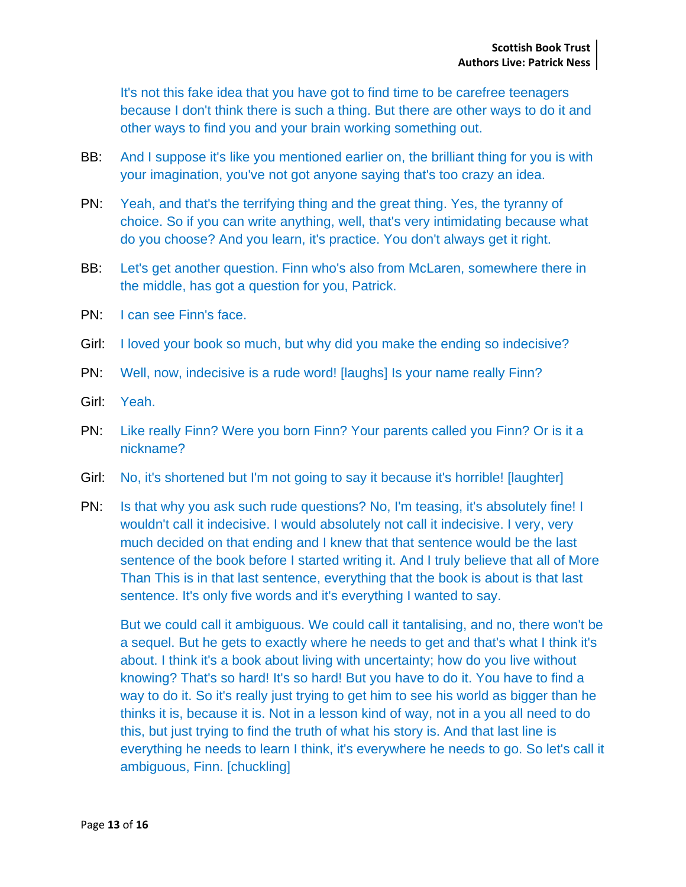It's not this fake idea that you have got to find time to be carefree teenagers because I don't think there is such a thing. But there are other ways to do it and other ways to find you and your brain working something out.

BB: And I suppose it's like you mentioned earlier on, the brilliant thing for you is with your imagination, you've not got anyone saying that's too crazy an idea.

PN: Yeah, and that's the terrifying thing and the great thing. Yes, the tyranny of choice. So if you can write anything, well, that's very intimidating because what do you choose? And you learn, it's practice. You don't always get it right.

BB: Let's get another question. Finn who's also from McLaren, somewhere there in the middle, has got a question for you, Patrick.

PN: I can see Finn's face.

Girl: I loved your book so much, but why did you make the ending so indecisive?

PN: Well, now, indecisive is a rude word! [laughs] Is your name really Finn?

Girl: Yeah.

PN: Like really Finn? Were you born Finn? Your parents called you Finn? Or is it a nickname?

Girl: No, it's shortened but I'm not going to say it because it's horrible! [laughter]

PN: Is that why you ask such rude questions? No, I'm teasing, it's absolutely fine! I wouldn't call it indecisive. I would absolutely not call it indecisive. I very, very much decided on that ending and I knew that that sentence would be the last sentence of the book before I started writing it. And I truly believe that all of More Than This is in that last sentence, everything that the book is about is that last sentence. It's only five words and it's everything I wanted to say.

But we could call it ambiguous. We could call it tantalising, and no, there won't be a sequel. But he gets to exactly where he needs to get and that's what I think it's about. I think it's a book about living with uncertainty; how do you live without knowing? That's so hard! It's so hard! But you have to do it. You have to find a way to do it. So it's really just trying to get him to see his world as bigger than he thinks it is, because it is. Not in a lesson kind of way, not in a you all need to do this, but just trying to find the truth of what his story is. And that last line is everything he needs to learn I think, it's everywhere he needs to go. So let's call it ambiguous, Finn. [chuckling]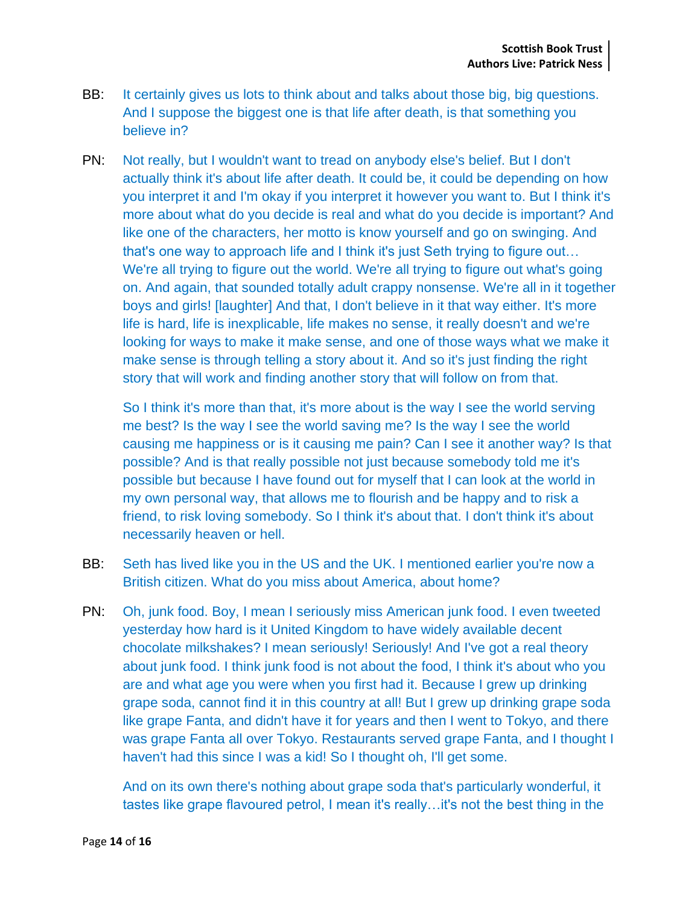BB: It certainly gives us lots to think about and talks about those big, big questions. And I suppose the biggest one is that life after death, is that something you believe in?

PN: Not really, but I wouldn't want to tread on anybody else's belief. But I don't actually think it's about life after death. It could be, it could be depending on how you interpret it and I'm okay if you interpret it however you want to. But I think it's more about what do you decide is real and what do you decide is important? And like one of the characters, her motto is know yourself and go on swinging. And that's one way to approach life and I think it's just Seth trying to figure out… We're all trying to figure out the world. We're all trying to figure out what's going on. And again, that sounded totally adult crappy nonsense. We're all in it together boys and girls! [laughter] And that, I don't believe in it that way either. It's more life is hard, life is inexplicable, life makes no sense, it really doesn't and we're looking for ways to make it make sense, and one of those ways what we make it make sense is through telling a story about it. And so it's just finding the right story that will work and finding another story that will follow on from that.

So I think it's more than that, it's more about is the way I see the world serving me best? Is the way I see the world saving me? Is the way I see the world causing me happiness or is it causing me pain? Can I see it another way? Is that possible? And is that really possible not just because somebody told me it's possible but because I have found out for myself that I can look at the world in my own personal way, that allows me to flourish and be happy and to risk a friend, to risk loving somebody. So I think it's about that. I don't think it's about necessarily heaven or hell.

BB: Seth has lived like you in the US and the UK. I mentioned earlier you're now a British citizen. What do you miss about America, about home?

PN: Oh, junk food. Boy, I mean I seriously miss American junk food. I even tweeted yesterday how hard is it United Kingdom to have widely available decent chocolate milkshakes? I mean seriously! Seriously! And I've got a real theory about junk food. I think junk food is not about the food, I think it's about who you are and what age you were when you first had it. Because I grew up drinking grape soda, cannot find it in this country at all! But I grew up drinking grape soda like grape Fanta, and didn't have it for years and then I went to Tokyo, and there was grape Fanta all over Tokyo. Restaurants served grape Fanta, and I thought I haven't had this since I was a kid! So I thought oh, I'll get some.

And on its own there's nothing about grape soda that's particularly wonderful, it tastes like grape flavoured petrol, I mean it's really…it's not the best thing in the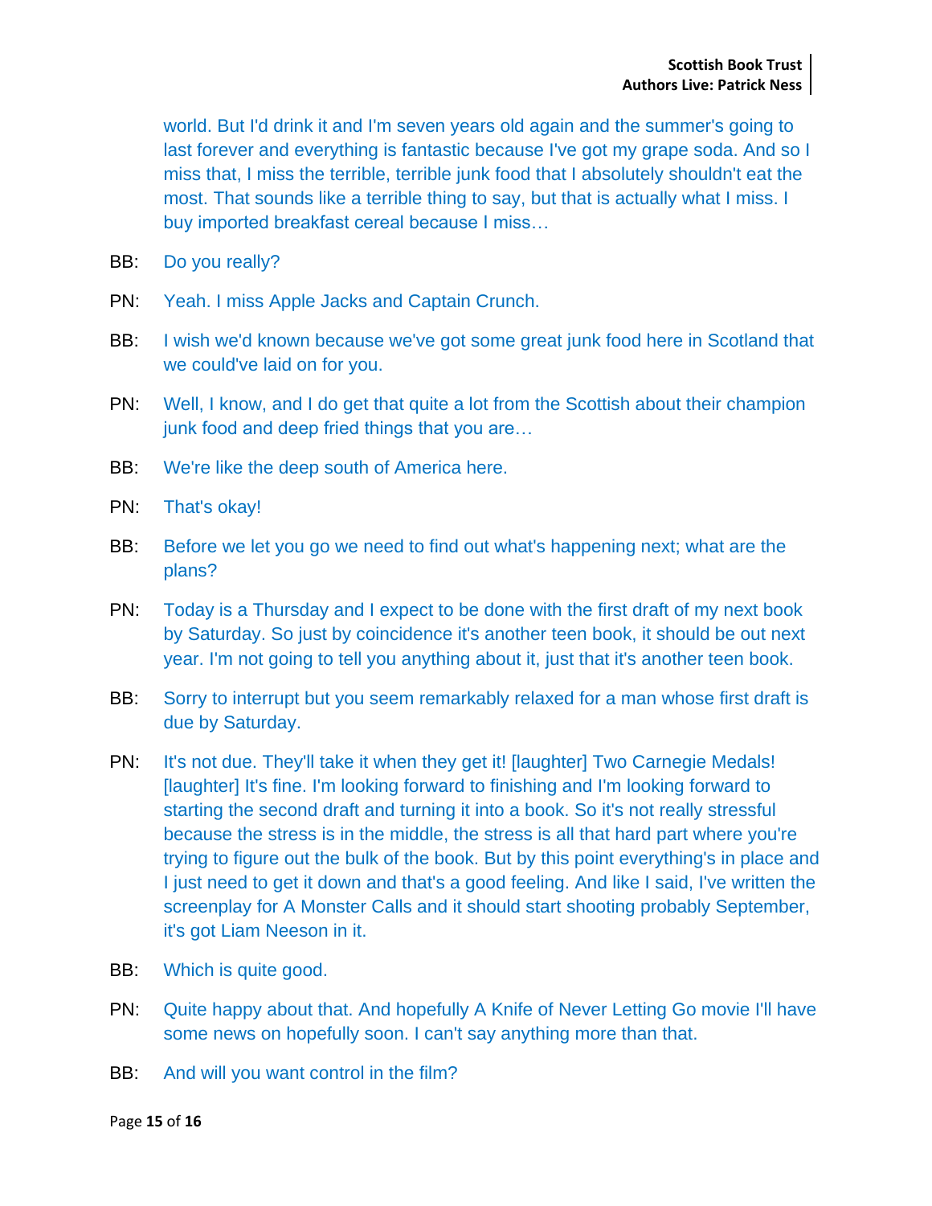world. But I'd drink it and I'm seven years old again and the summer's going to last forever and everything is fantastic because I've got my grape soda. And so I miss that, I miss the terrible, terrible junk food that I absolutely shouldn't eat the most. That sounds like a terrible thing to say, but that is actually what I miss. I buy imported breakfast cereal because I miss…

BB: Do you really?

PN: Yeah. I miss Apple Jacks and Captain Crunch.

BB: I wish we'd known because we've got some great junk food here in Scotland that we could've laid on for you.

PN: Well, I know, and I do get that quite a lot from the Scottish about their champion junk food and deep fried things that you are…

BB: We're like the deep south of America here.

PN: That's okay!

BB: Before we let you go we need to find out what's happening next; what are the plans?

PN: Today is a Thursday and I expect to be done with the first draft of my next book by Saturday. So just by coincidence it's another teen book, it should be out next year. I'm not going to tell you anything about it, just that it's another teen book.

BB: Sorry to interrupt but you seem remarkably relaxed for a man whose first draft is due by Saturday.

PN: It's not due. They'll take it when they get it! [laughter] Two Carnegie Medals! [laughter] It's fine. I'm looking forward to finishing and I'm looking forward to starting the second draft and turning it into a book. So it's not really stressful because the stress is in the middle, the stress is all that hard part where you're trying to figure out the bulk of the book. But by this point everything's in place and I just need to get it down and that's a good feeling. And like I said, I've written the screenplay for A Monster Calls and it should start shooting probably September, it's got Liam Neeson in it.

BB: Which is quite good.

PN: Quite happy about that. And hopefully A Knife of Never Letting Go movie I'll have some news on hopefully soon. I can't say anything more than that.

BB: And will you want control in the film?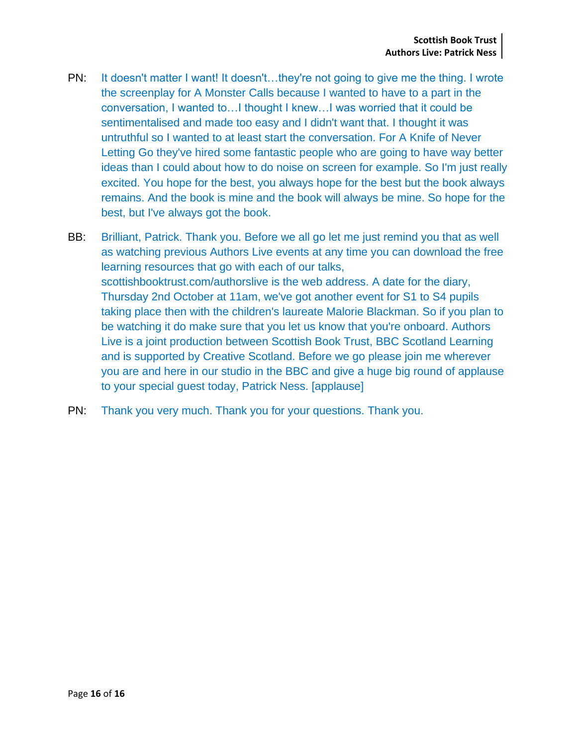PN: It doesn't matter I want! It doesn't…they're not going to give me the thing. I wrote the screenplay for A Monster Calls because I wanted to have to a part in the conversation, I wanted to…I thought I knew…I was worried that it could be sentimentalised and made too easy and I didn't want that. I thought it was untruthful so I wanted to at least start the conversation. For A Knife of Never Letting Go they've hired some fantastic people who are going to have way better ideas than I could about how to do noise on screen for example. So I'm just really excited. You hope for the best, you always hope for the best but the book always remains. And the book is mine and the book will always be mine. So hope for the best, but I've always got the book.

BB: Brilliant, Patrick. Thank you. Before we all go let me just remind you that as well as watching previous Authors Live events at any time you can download the free learning resources that go with each of our talks, scottishbooktrust.com/authorslive is the web address. A date for the diary, Thursday 2nd October at 11am, we've got another event for S1 to S4 pupils taking place then with the children's laureate Malorie Blackman. So if you plan to be watching it do make sure that you let us know that you're onboard. Authors Live is a joint production between Scottish Book Trust, BBC Scotland Learning and is supported by Creative Scotland. Before we go please join me wherever you are and here in our studio in the BBC and give a huge big round of applause to your special guest today, Patrick Ness. [applause]

PN: Thank you very much. Thank you for your questions. Thank you.